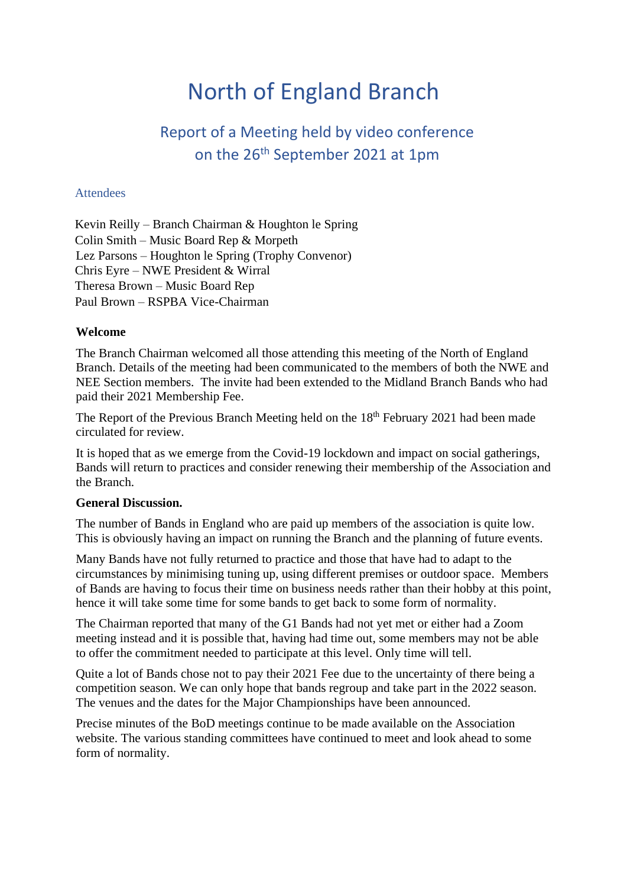# North of England Branch

## Report of a Meeting held by video conference on the 26th September 2021 at 1pm

### Attendees

Kevin Reilly – Branch Chairman & Houghton le Spring
Colin Smith – Music Board Rep & Morpeth
Lez Parsons – Houghton le Spring (Trophy Convenor)
Chris Eyre – NWE President & Wirral
Theresa Brown – Music Board Rep
Paul Brown – RSPBA Vice-Chairman

**Welcome**

The Branch Chairman welcomed all those attending this meeting of the North of England Branch. Details of the meeting had been communicated to the members of both the NWE and NEE Section members. The invite had been extended to the Midland Branch Bands who had paid their 2021 Membership Fee.

The Report of the Previous Branch Meeting held on the 18th February 2021 had been made circulated for review.

It is hoped that as we emerge from the Covid-19 lockdown and impact on social gatherings, Bands will return to practices and consider renewing their membership of the Association and the Branch.

**General Discussion.**

The number of Bands in England who are paid up members of the association is quite low. This is obviously having an impact on running the Branch and the planning of future events.

Many Bands have not fully returned to practice and those that have had to adapt to the circumstances by minimising tuning up, using different premises or outdoor space. Members of Bands are having to focus their time on business needs rather than their hobby at this point, hence it will take some time for some bands to get back to some form of normality.

The Chairman reported that many of the G1 Bands had not yet met or either had a Zoom meeting instead and it is possible that, having had time out, some members may not be able to offer the commitment needed to participate at this level. Only time will tell.

Quite a lot of Bands chose not to pay their 2021 Fee due to the uncertainty of there being a competition season. We can only hope that bands regroup and take part in the 2022 season. The venues and the dates for the Major Championships have been announced.

Precise minutes of the BoD meetings continue to be made available on the Association website. The various standing committees have continued to meet and look ahead to some form of normality.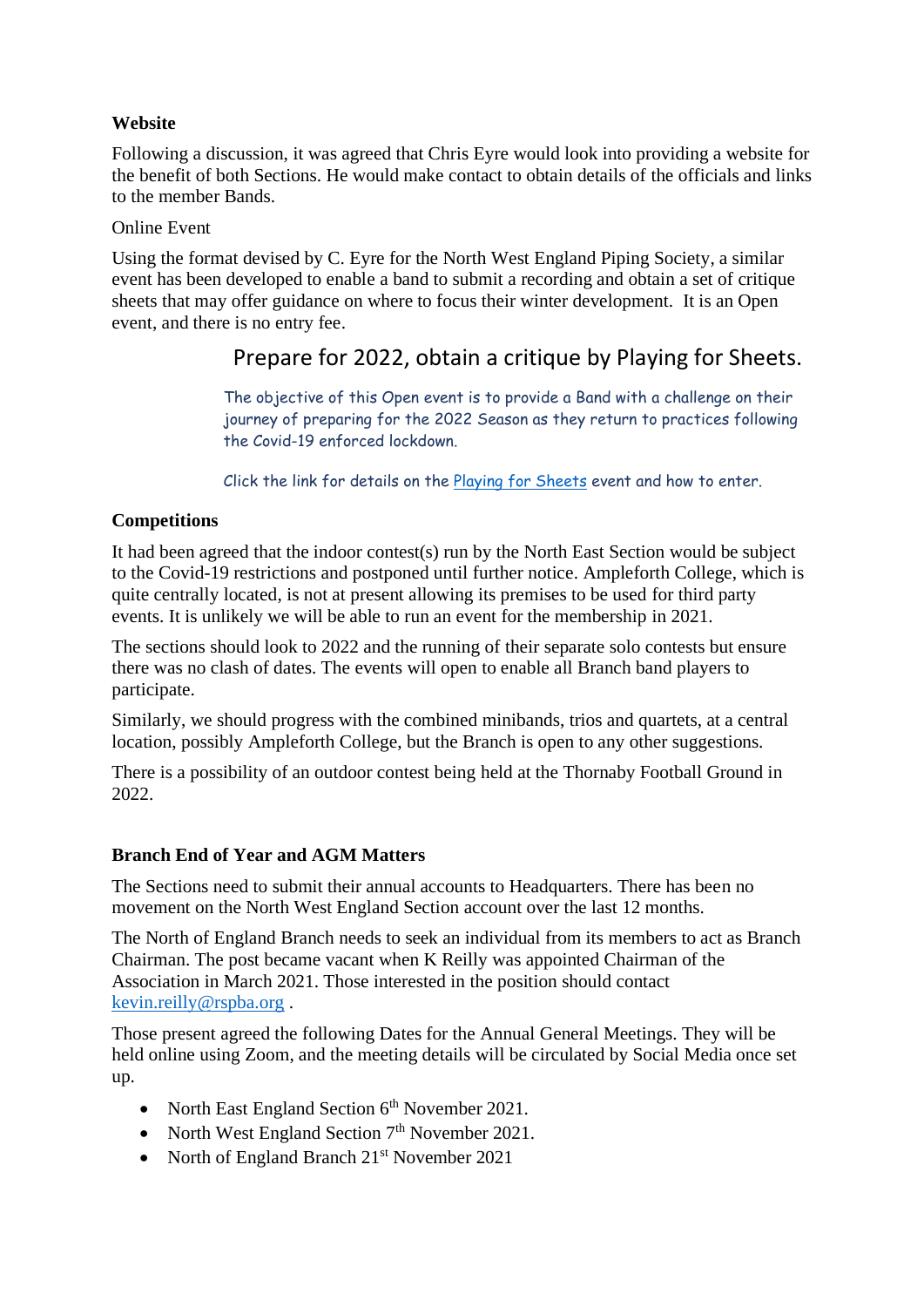**Website**

Following a discussion, it was agreed that Chris Eyre would look into providing a website for the benefit of both Sections. He would make contact to obtain details of the officials and links to the member Bands.

Online Event

Using the format devised by C. Eyre for the North West England Piping Society, a similar event has been developed to enable a band to submit a recording and obtain a set of critique sheets that may offer guidance on where to focus their winter development. It is an Open event, and there is no entry fee.

> Prepare for 2022, obtain a critique by Playing for Sheets.
>
> The objective of this Open event is to provide a Band with a challenge on their journey of preparing for the 2022 Season as they return to practices following the Covid-19 enforced lockdown.
>
> Click the link for details on the Playing for Sheets event and how to enter.

**Competitions**

It had been agreed that the indoor contest(s) run by the North East Section would be subject to the Covid-19 restrictions and postponed until further notice. Ampleforth College, which is quite centrally located, is not at present allowing its premises to be used for third party events. It is unlikely we will be able to run an event for the membership in 2021.

The sections should look to 2022 and the running of their separate solo contests but ensure there was no clash of dates. The events will open to enable all Branch band players to participate.

Similarly, we should progress with the combined minibands, trios and quartets, at a central location, possibly Ampleforth College, but the Branch is open to any other suggestions.

There is a possibility of an outdoor contest being held at the Thornaby Football Ground in 2022.

**Branch End of Year and AGM Matters**

The Sections need to submit their annual accounts to Headquarters. There has been no movement on the North West England Section account over the last 12 months.

The North of England Branch needs to seek an individual from its members to act as Branch Chairman. The post became vacant when K Reilly was appointed Chairman of the Association in March 2021. Those interested in the position should contact kevin.reilly@rspba.org .

Those present agreed the following Dates for the Annual General Meetings. They will be held online using Zoom, and the meeting details will be circulated by Social Media once set up.

- North East England Section 6th November 2021.
- North West England Section 7th November 2021.
- North of England Branch 21st November 2021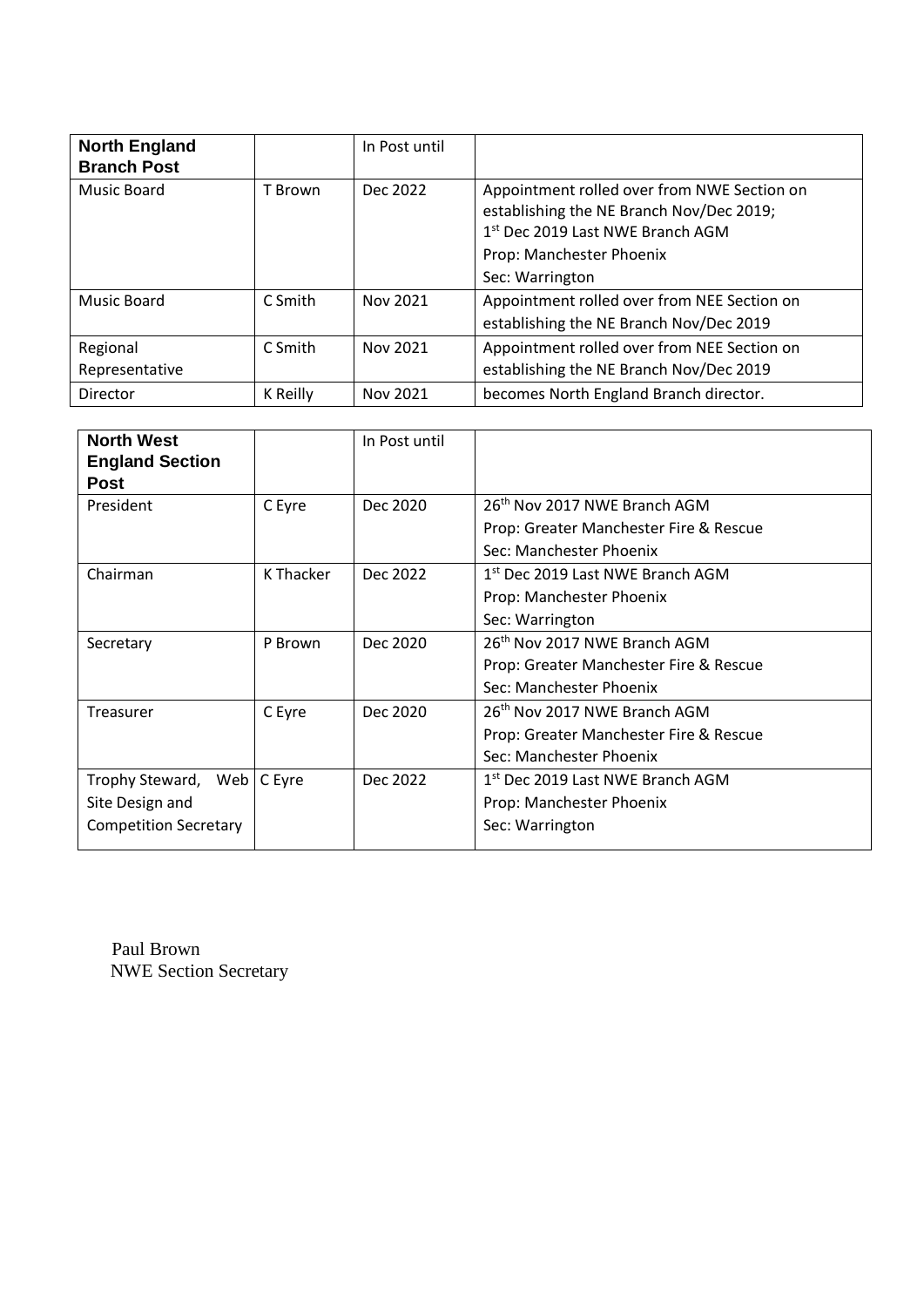| North England Branch Post | | In Post until | |
|---|---|---|---|
| Music Board | T Brown | Dec 2022 | Appointment rolled over from NWE Section on establishing the NE Branch Nov/Dec 2019; 1st Dec 2019 Last NWE Branch AGM Prop: Manchester Phoenix Sec: Warrington |
| Music Board | C Smith | Nov 2021 | Appointment rolled over from NEE Section on establishing the NE Branch Nov/Dec 2019 |
| Regional Representative | C Smith | Nov 2021 | Appointment rolled over from NEE Section on establishing the NE Branch Nov/Dec 2019 |
| Director | K Reilly | Nov 2021 | becomes North England Branch director. |

| North West England Section Post | | In Post until | |
|---|---|---|---|
| President | C Eyre | Dec 2020 | 26th Nov 2017 NWE Branch AGM Prop: Greater Manchester Fire & Rescue Sec: Manchester Phoenix |
| Chairman | K Thacker | Dec 2022 | 1st Dec 2019 Last NWE Branch AGM Prop: Manchester Phoenix Sec: Warrington |
| Secretary | P Brown | Dec 2020 | 26th Nov 2017 NWE Branch AGM Prop: Greater Manchester Fire & Rescue Sec: Manchester Phoenix |
| Treasurer | C Eyre | Dec 2020 | 26th Nov 2017 NWE Branch AGM Prop: Greater Manchester Fire & Rescue Sec: Manchester Phoenix |
| Trophy Steward, Web Site Design and Competition Secretary | C Eyre | Dec 2022 | 1st Dec 2019 Last NWE Branch AGM Prop: Manchester Phoenix Sec: Warrington |

Paul Brown
NWE Section Secretary